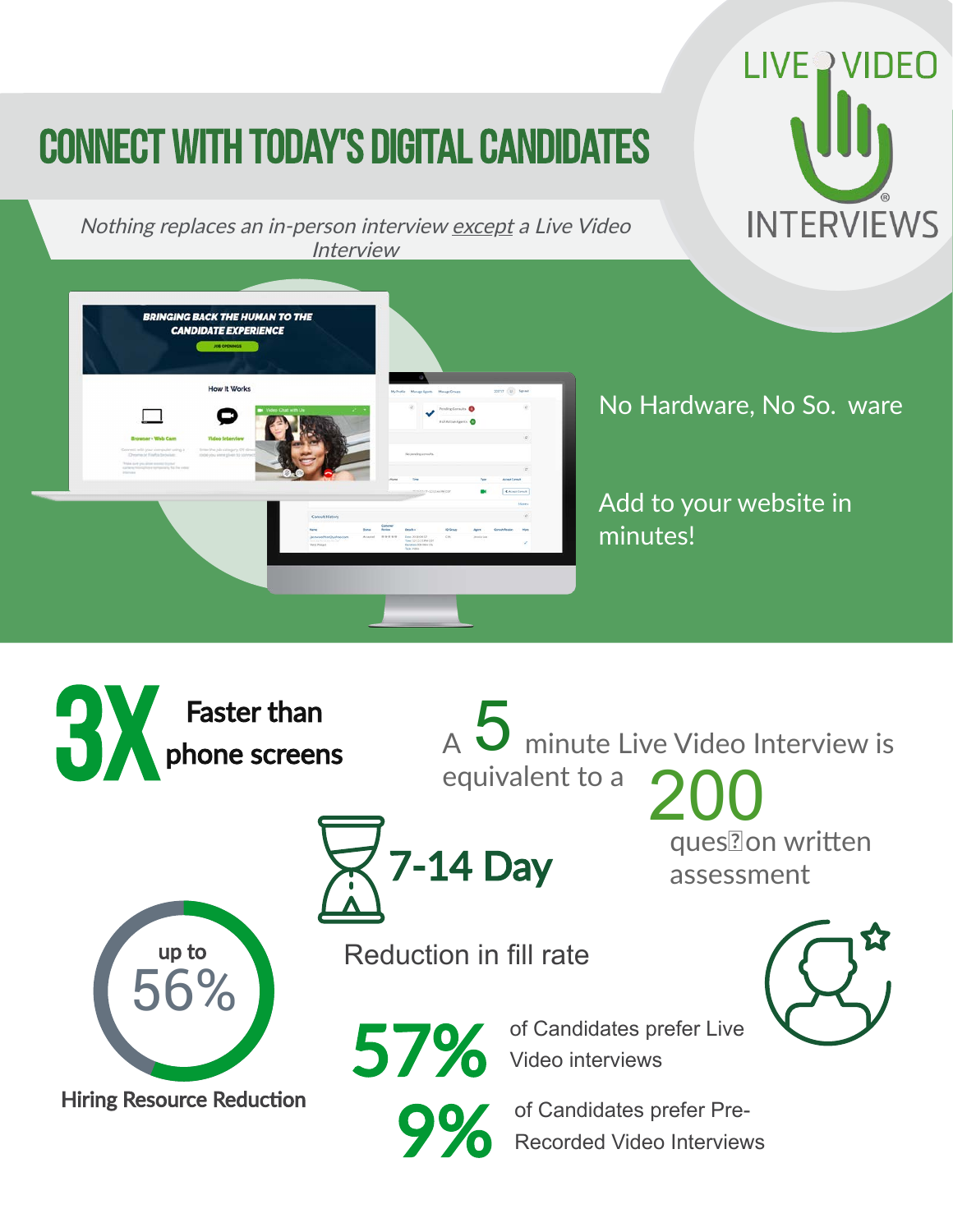# CONNECT WITH TODAY'S DIGITAL CANDIDATES

LIVE VIDEO INTERVIEWS®

*Nothing replaces an in-person interview except a Live Video Interview*

No Hardware, No So. ware

Add to your website in minutes!

**3X** Faster than phone screens

A 5 minute Live Video Interview is equivalent to a 200 ques�on written assessment

**7-14 Day** Reduction in fill rate

up to 56% **Hiring Resource Reduction**

**57%** of Candidates prefer Live Video interviews

**9%** of Candidates prefer Pre-Recorded Video Interviews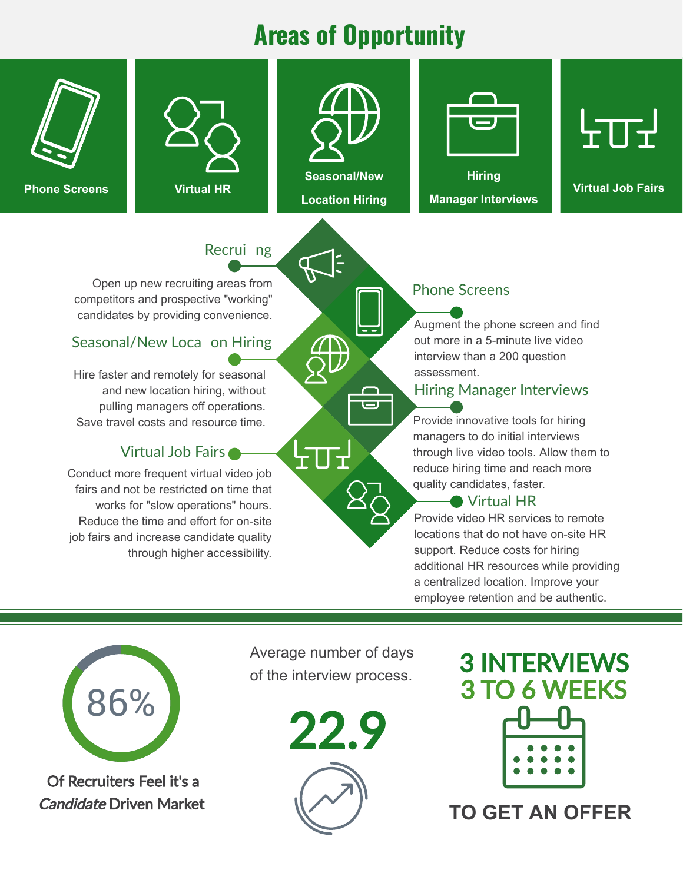# Areas of Opportunity

**Phone Screens** | **Virtual HR** | **Seasonal/New Location Hiring** | **Hiring Manager Interviews** | **Virtual Job Fairs**

### Recruiting

Open up new recruiting areas from competitors and prospective "working" candidates by providing convenience.

### Seasonal/New Location Hiring

Hire faster and remotely for seasonal and new location hiring, without pulling managers off operations. Save travel costs and resource time.

### Virtual Job Fairs

Conduct more frequent virtual video job fairs and not be restricted on time that works for "slow operations" hours. Reduce the time and effort for on-site job fairs and increase candidate quality through higher accessibility.

### Phone Screens

Augment the phone screen and find out more in a 5-minute live video interview than a 200 question assessment.

### Hiring Manager Interviews

Provide innovative tools for hiring managers to do initial interviews through live video tools. Allow them to reduce hiring time and reach more quality candidates, faster.

### Virtual HR

Provide video HR services to remote locations that do not have on-site HR support. Reduce costs for hiring additional HR resources while providing a centralized location. Improve your employee retention and be authentic.

---

**86%**

**Of Recruiters Feel it's a *Candidate* Driven Market**

Average number of days of the interview process.

**22.9**

**3 INTERVIEWS**
**3 TO 6 WEEKS**

**TO GET AN OFFER**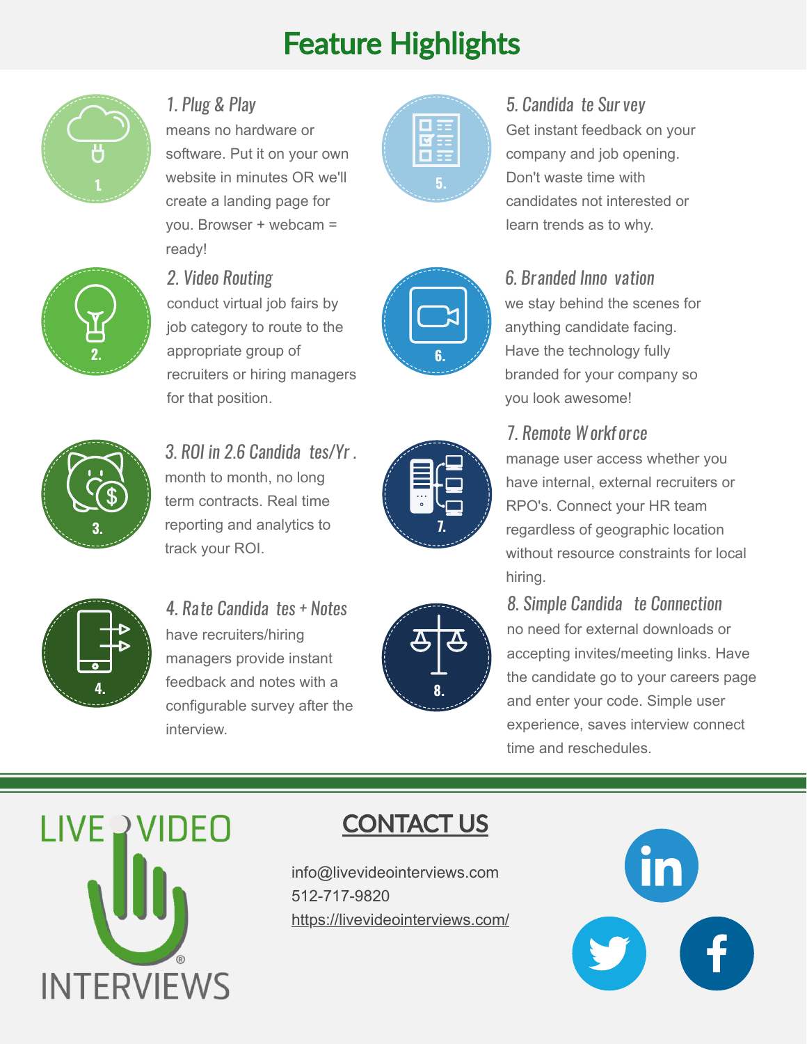# Feature Highlights

### 1. Plug & Play

means no hardware or software. Put it on your own website in minutes OR we'll create a landing page for you. Browser + webcam = ready!

### 2. Video Routing

conduct virtual job fairs by job category to route to the appropriate group of recruiters or hiring managers for that position.

### 3. ROI in 2.6 Candidates/Yr.

month to month, no long term contracts. Real time reporting and analytics to track your ROI.

### 4. Rate Candidates + Notes

have recruiters/hiring managers provide instant feedback and notes with a configurable survey after the interview.

### 5. Candidate Survey

Get instant feedback on your company and job opening. Don't waste time with candidates not interested or learn trends as to why.

### 6. Branded Innovation

we stay behind the scenes for anything candidate facing. Have the technology fully branded for your company so you look awesome!

### 7. Remote Workforce

manage user access whether you have internal, external recruiters or RPO's. Connect your HR team regardless of geographic location without resource constraints for local hiring.

### 8. Simple Candidate Connection

no need for external downloads or accepting invites/meeting links. Have the candidate go to your careers page and enter your code. Simple user experience, saves interview connect time and reschedules.

LIVE VIDEO INTERVIEWS®

## CONTACT US

info@livevideointerviews.com
512-717-9820
https://livevideointerviews.com/